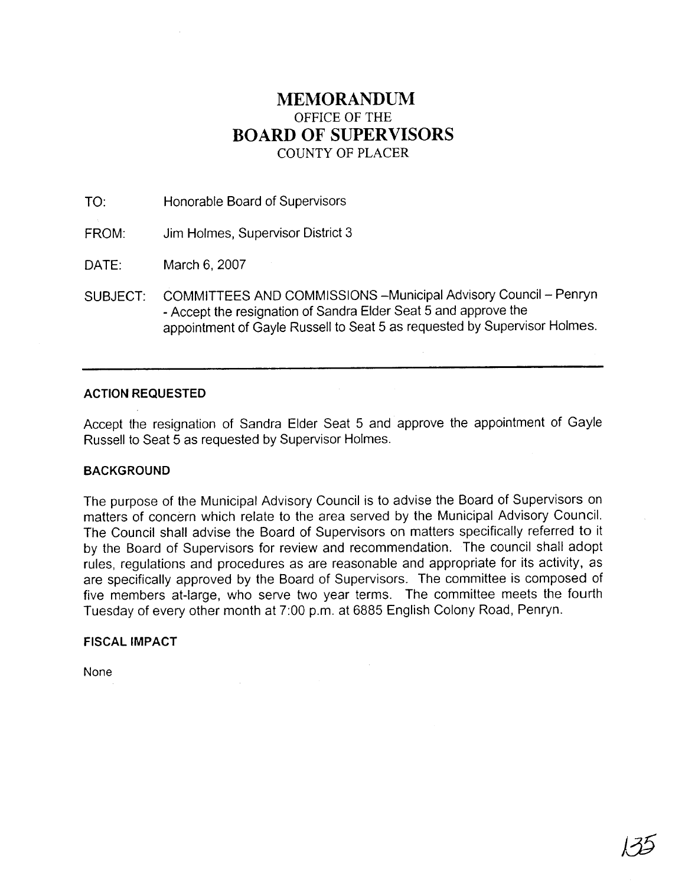# MEMORANDUM
OFFICE OF THE
# BOARD OF SUPERVISORS
COUNTY OF PLACER

TO: Honorable Board of Supervisors

FROM: Jim Holmes, Supervisor District 3

DATE: March 6, 2007

SUBJECT: COMMITTEES AND COMMISSIONS –Municipal Advisory Council – Penryn - Accept the resignation of Sandra Elder Seat 5 and approve the appointment of Gayle Russell to Seat 5 as requested by Supervisor Holmes.

---

**ACTION REQUESTED**

Accept the resignation of Sandra Elder Seat 5 and approve the appointment of Gayle Russell to Seat 5 as requested by Supervisor Holmes.

**BACKGROUND**

The purpose of the Municipal Advisory Council is to advise the Board of Supervisors on matters of concern which relate to the area served by the Municipal Advisory Council. The Council shall advise the Board of Supervisors on matters specifically referred to it by the Board of Supervisors for review and recommendation. The council shall adopt rules, regulations and procedures as are reasonable and appropriate for its activity, as are specifically approved by the Board of Supervisors. The committee is composed of five members at-large, who serve two year terms. The committee meets the fourth Tuesday of every other month at 7:00 p.m. at 6885 English Colony Road, Penryn.

**FISCAL IMPACT**

None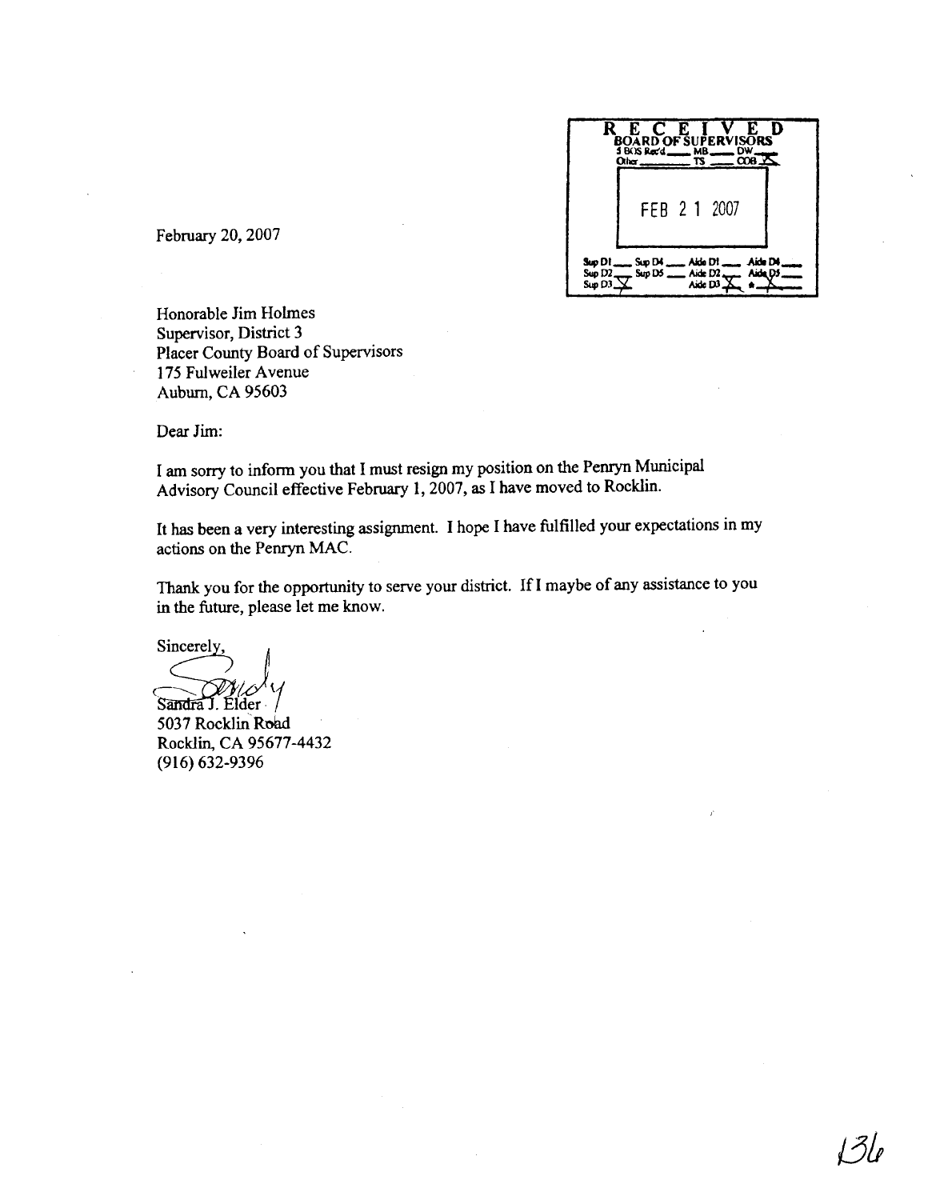RECEIVED
BOARD OF SUPERVISORS
5 BOS Rec'd ___ MB ___ DW ___
Other ___ TS ___ COB X

FEB 21 2007

Sup D1 ___ Sup D4 ___ Aide D1 ___ Aide D4 ___
Sup D2 ___ Sup D5 ___ Aide D2 ___ Aide D5 ___
Sup D3 X Aide D3 X ___ X

February 20, 2007

Honorable Jim Holmes
Supervisor, District 3
Placer County Board of Supervisors
175 Fulweiler Avenue
Auburn, CA 95603

Dear Jim:

I am sorry to inform you that I must resign my position on the Penryn Municipal Advisory Council effective February 1, 2007, as I have moved to Rocklin.

It has been a very interesting assignment. I hope I have fulfilled your expectations in my actions on the Penryn MAC.

Thank you for the opportunity to serve your district. If I maybe of any assistance to you in the future, please let me know.

Sincerely,

Sandy

Sandra J. Elder
5037 Rocklin Road
Rocklin, CA 95677-4432
(916) 632-9396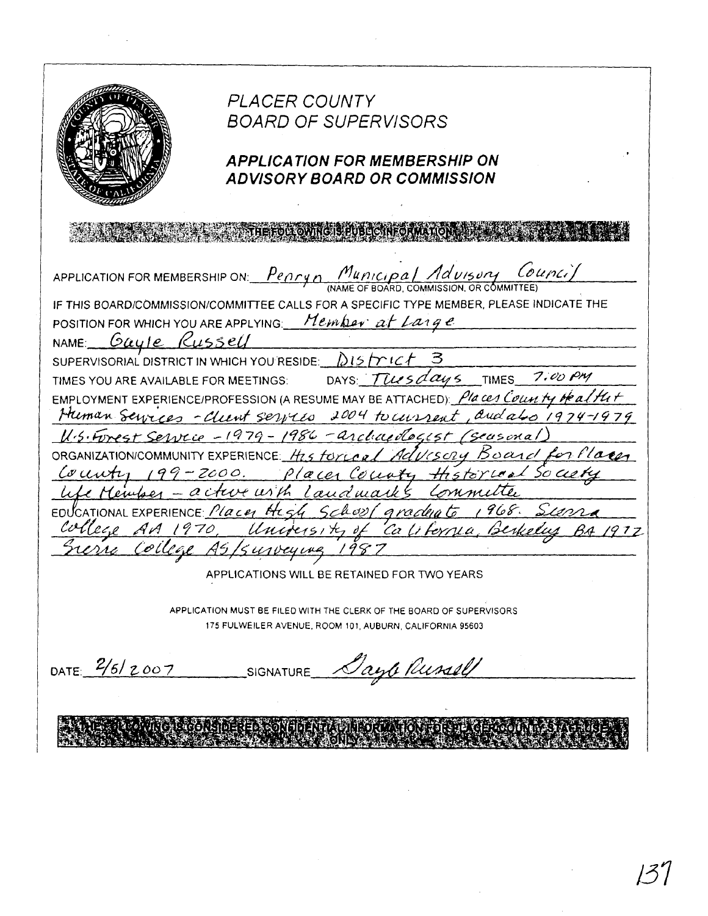# PLACER COUNTY
## BOARD OF SUPERVISORS

### APPLICATION FOR MEMBERSHIP ON ADVISORY BOARD OR COMMISSION

**THE FOLLOWING IS PUBLIC INFORMATION**

APPLICATION FOR MEMBERSHIP ON: Penryn Municipal Advisory Council
(NAME OF BOARD, COMMISSION, OR COMMITTEE)

IF THIS BOARD/COMMISSION/COMMITTEE CALLS FOR A SPECIFIC TYPE MEMBER, PLEASE INDICATE THE POSITION FOR WHICH YOU ARE APPLYING: Member at Large

NAME: Gayle Russell

SUPERVISORIAL DISTRICT IN WHICH YOU RESIDE: District 3

TIMES YOU ARE AVAILABLE FOR MEETINGS: DAYS: Tuesdays TIMES 7:00 PM

EMPLOYMENT EXPERIENCE/PROFESSION (A RESUME MAY BE ATTACHED): Placer County Health + Human Services - client services 2004 to current, and also 1974-1979 U.S. Forest Service - 1979 - 1986 - archaeologist (seasonal)

ORGANIZATION/COMMUNITY EXPERIENCE: Historical Advisory Board for Placer County 199-2000. Placer County Historical Society Life Member - active with landmarks committee

EDUCATIONAL EXPERIENCE: Placer High School graduate 1968. Sierra College AA 1970, University of California, Berkeley BA 1972 Sierra College AS/surveying 1987

APPLICATIONS WILL BE RETAINED FOR TWO YEARS

APPLICATION MUST BE FILED WITH THE CLERK OF THE BOARD OF SUPERVISORS
175 FULWEILER AVENUE, ROOM 101, AUBURN, CALIFORNIA 95603

DATE: 2/5/2007 SIGNATURE: Gayle Russell

**THE FOLLOWING IS CONSIDERED CONFIDENTIAL INFORMATION FOR PLACER COUNTY STAFF USE ONLY**